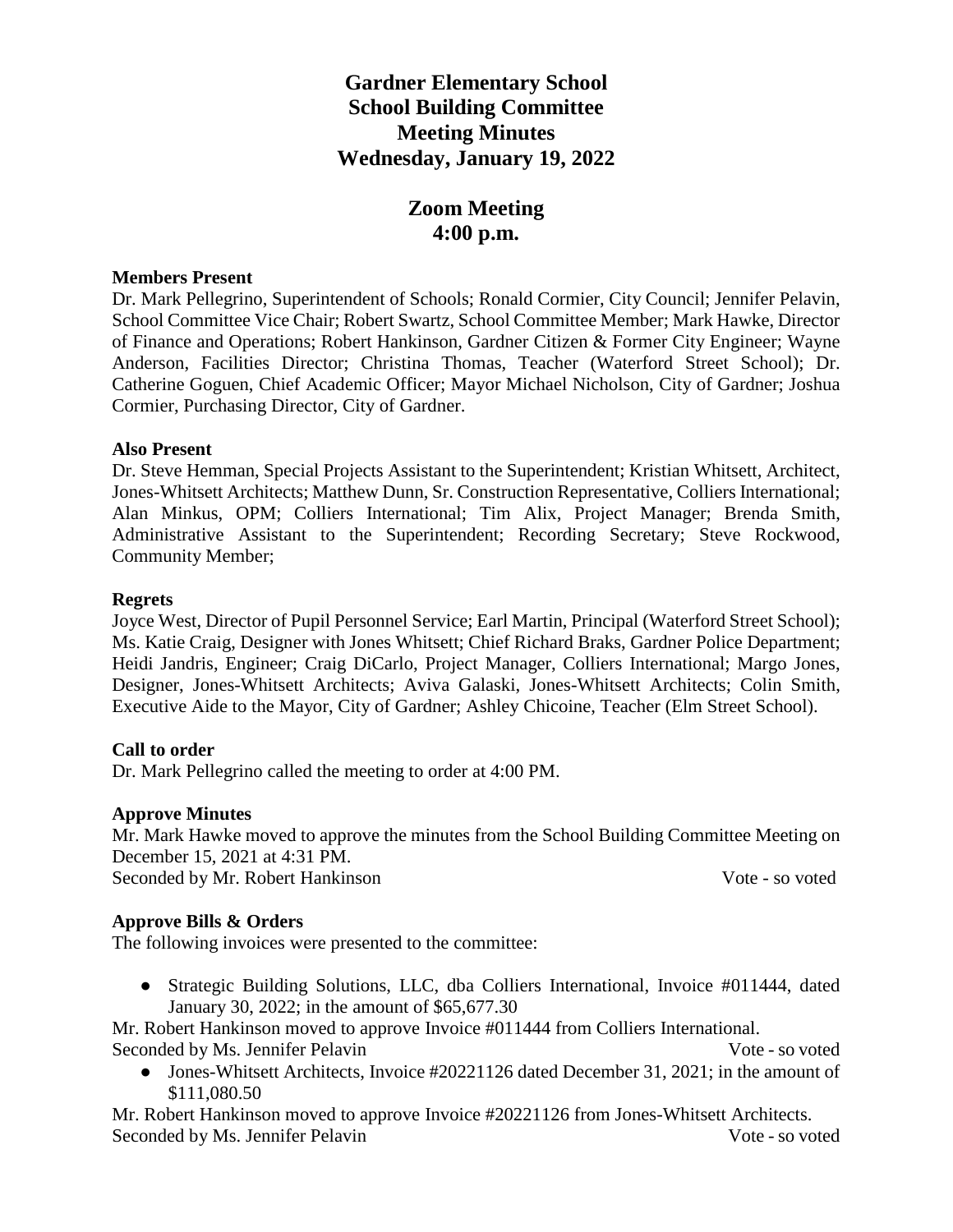# Gardner Elementary School
# School Building Committee
# Meeting Minutes
# Wednesday, January 19, 2022

## Zoom Meeting
## 4:00 p.m.

**Members Present**

Dr. Mark Pellegrino, Superintendent of Schools; Ronald Cormier, City Council; Jennifer Pelavin, School Committee Vice Chair; Robert Swartz, School Committee Member; Mark Hawke, Director of Finance and Operations; Robert Hankinson, Gardner Citizen & Former City Engineer; Wayne Anderson, Facilities Director; Christina Thomas, Teacher (Waterford Street School); Dr. Catherine Goguen, Chief Academic Officer; Mayor Michael Nicholson, City of Gardner; Joshua Cormier, Purchasing Director, City of Gardner.

**Also Present**

Dr. Steve Hemman, Special Projects Assistant to the Superintendent; Kristian Whitsett, Architect, Jones-Whitsett Architects; Matthew Dunn, Sr. Construction Representative, Colliers International; Alan Minkus, OPM; Colliers International; Tim Alix, Project Manager; Brenda Smith, Administrative Assistant to the Superintendent; Recording Secretary; Steve Rockwood, Community Member;

**Regrets**

Joyce West, Director of Pupil Personnel Service; Earl Martin, Principal (Waterford Street School); Ms. Katie Craig, Designer with Jones Whitsett; Chief Richard Braks, Gardner Police Department; Heidi Jandris, Engineer; Craig DiCarlo, Project Manager, Colliers International; Margo Jones, Designer, Jones-Whitsett Architects; Aviva Galaski, Jones-Whitsett Architects; Colin Smith, Executive Aide to the Mayor, City of Gardner; Ashley Chicoine, Teacher (Elm Street School).

**Call to order**

Dr. Mark Pellegrino called the meeting to order at 4:00 PM.

**Approve Minutes**

Mr. Mark Hawke moved to approve the minutes from the School Building Committee Meeting on December 15, 2021 at 4:31 PM.
Seconded by Mr. Robert Hankinson — Vote - so voted

**Approve Bills & Orders**

The following invoices were presented to the committee:

- Strategic Building Solutions, LLC, dba Colliers International, Invoice #011444, dated January 30, 2022; in the amount of $65,677.30

Mr. Robert Hankinson moved to approve Invoice #011444 from Colliers International.
Seconded by Ms. Jennifer Pelavin — Vote - so voted

- Jones-Whitsett Architects, Invoice #20221126 dated December 31, 2021; in the amount of $111,080.50

Mr. Robert Hankinson moved to approve Invoice #20221126 from Jones-Whitsett Architects.
Seconded by Ms. Jennifer Pelavin — Vote - so voted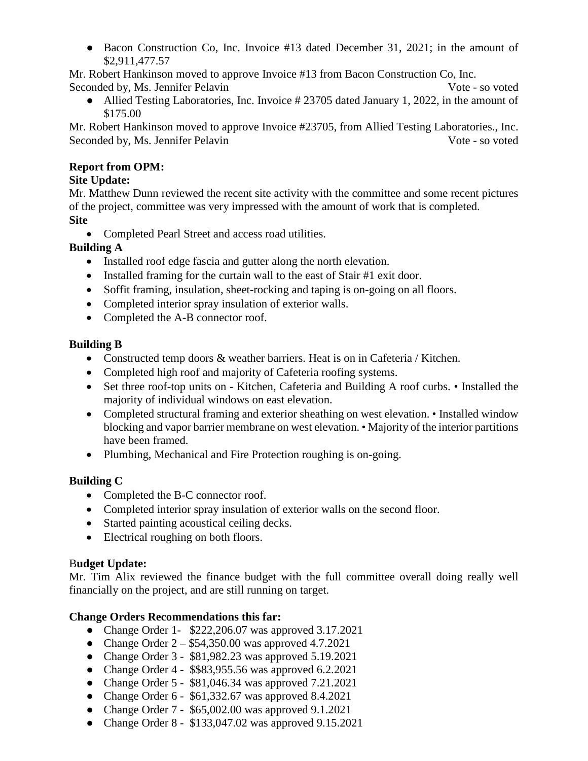- Bacon Construction Co, Inc. Invoice #13 dated December 31, 2021; in the amount of $2,911,477.57

Mr. Robert Hankinson moved to approve Invoice #13 from Bacon Construction Co, Inc.
Seconded by, Ms. Jennifer Pelavin Vote - so voted

- Allied Testing Laboratories, Inc. Invoice # 23705 dated January 1, 2022, in the amount of $175.00

Mr. Robert Hankinson moved to approve Invoice #23705, from Allied Testing Laboratories., Inc.
Seconded by, Ms. Jennifer Pelavin Vote - so voted

**Report from OPM:**

**Site Update:**

Mr. Matthew Dunn reviewed the recent site activity with the committee and some recent pictures of the project, committee was very impressed with the amount of work that is completed.

**Site**

- Completed Pearl Street and access road utilities.

**Building A**

- Installed roof edge fascia and gutter along the north elevation.
- Installed framing for the curtain wall to the east of Stair #1 exit door.
- Soffit framing, insulation, sheet-rocking and taping is on-going on all floors.
- Completed interior spray insulation of exterior walls.
- Completed the A-B connector roof.

**Building B**

- Constructed temp doors & weather barriers. Heat is on in Cafeteria / Kitchen.
- Completed high roof and majority of Cafeteria roofing systems.
- Set three roof-top units on - Kitchen, Cafeteria and Building A roof curbs. • Installed the majority of individual windows on east elevation.
- Completed structural framing and exterior sheathing on west elevation. • Installed window blocking and vapor barrier membrane on west elevation. • Majority of the interior partitions have been framed.
- Plumbing, Mechanical and Fire Protection roughing is on-going.

**Building C**

- Completed the B-C connector roof.
- Completed interior spray insulation of exterior walls on the second floor.
- Started painting acoustical ceiling decks.
- Electrical roughing on both floors.

B**udget Update:**

Mr. Tim Alix reviewed the finance budget with the full committee overall doing really well financially on the project, and are still running on target.

**Change Orders Recommendations this far:**

- Change Order 1- $222,206.07 was approved 3.17.2021
- Change Order 2 – $54,350.00 was approved 4.7.2021
- Change Order 3 - $81,982.23 was approved 5.19.2021
- Change Order 4 - $$83,955.56 was approved 6.2.2021
- Change Order 5 - $81,046.34 was approved 7.21.2021
- Change Order 6 - $61,332.67 was approved 8.4.2021
- Change Order 7 - $65,002.00 was approved 9.1.2021
- Change Order 8 - $133,047.02 was approved 9.15.2021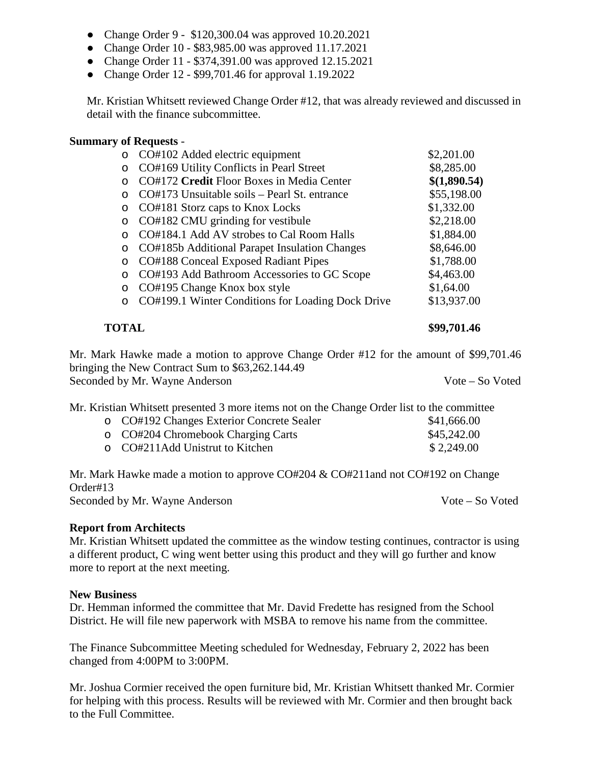- Change Order 9 - $120,300.04 was approved 10.20.2021
- Change Order 10 - $83,985.00 was approved 11.17.2021
- Change Order 11 - $374,391.00 was approved 12.15.2021
- Change Order 12 - $99,701.46 for approval 1.19.2022

Mr. Kristian Whitsett reviewed Change Order #12, that was already reviewed and discussed in detail with the finance subcommittee.

**Summary of Requests** -

| Item | Amount |
|---|---|
| CO#102 Added electric equipment | $2,201.00 |
| CO#169 Utility Conflicts in Pearl Street | $8,285.00 |
| CO#172 **Credit** Floor Boxes in Media Center | **$(1,890.54)** |
| CO#173 Unsuitable soils – Pearl St. entrance | $55,198.00 |
| CO#181 Storz caps to Knox Locks | $1,332.00 |
| CO#182 CMU grinding for vestibule | $2,218.00 |
| CO#184.1 Add AV strobes to Cal Room Halls | $1,884.00 |
| CO#185b Additional Parapet Insulation Changes | $8,646.00 |
| CO#188 Conceal Exposed Radiant Pipes | $1,788.00 |
| CO#193 Add Bathroom Accessories to GC Scope | $4,463.00 |
| CO#195 Change Knox box style | $1,64.00 |
| CO#199.1 Winter Conditions for Loading Dock Drive | $13,937.00 |
| **TOTAL** | **$99,701.46** |

Mr. Mark Hawke made a motion to approve Change Order #12 for the amount of $99,701.46 bringing the New Contract Sum to $63,262.144.49
Seconded by Mr. Wayne Anderson — Vote – So Voted

Mr. Kristian Whitsett presented 3 more items not on the Change Order list to the committee

| Item | Amount |
|---|---|
| CO#192 Changes Exterior Concrete Sealer | $41,666.00 |
| CO#204 Chromebook Charging Carts | $45,242.00 |
| CO#211Add Unistrut to Kitchen | $ 2,249.00 |

Mr. Mark Hawke made a motion to approve CO#204 & CO#211and not CO#192 on Change Order#13
Seconded by Mr. Wayne Anderson — Vote – So Voted

**Report from Architects**

Mr. Kristian Whitsett updated the committee as the window testing continues, contractor is using a different product, C wing went better using this product and they will go further and know more to report at the next meeting.

**New Business**

Dr. Hemman informed the committee that Mr. David Fredette has resigned from the School District. He will file new paperwork with MSBA to remove his name from the committee.

The Finance Subcommittee Meeting scheduled for Wednesday, February 2, 2022 has been changed from 4:00PM to 3:00PM.

Mr. Joshua Cormier received the open furniture bid, Mr. Kristian Whitsett thanked Mr. Cormier for helping with this process. Results will be reviewed with Mr. Cormier and then brought back to the Full Committee.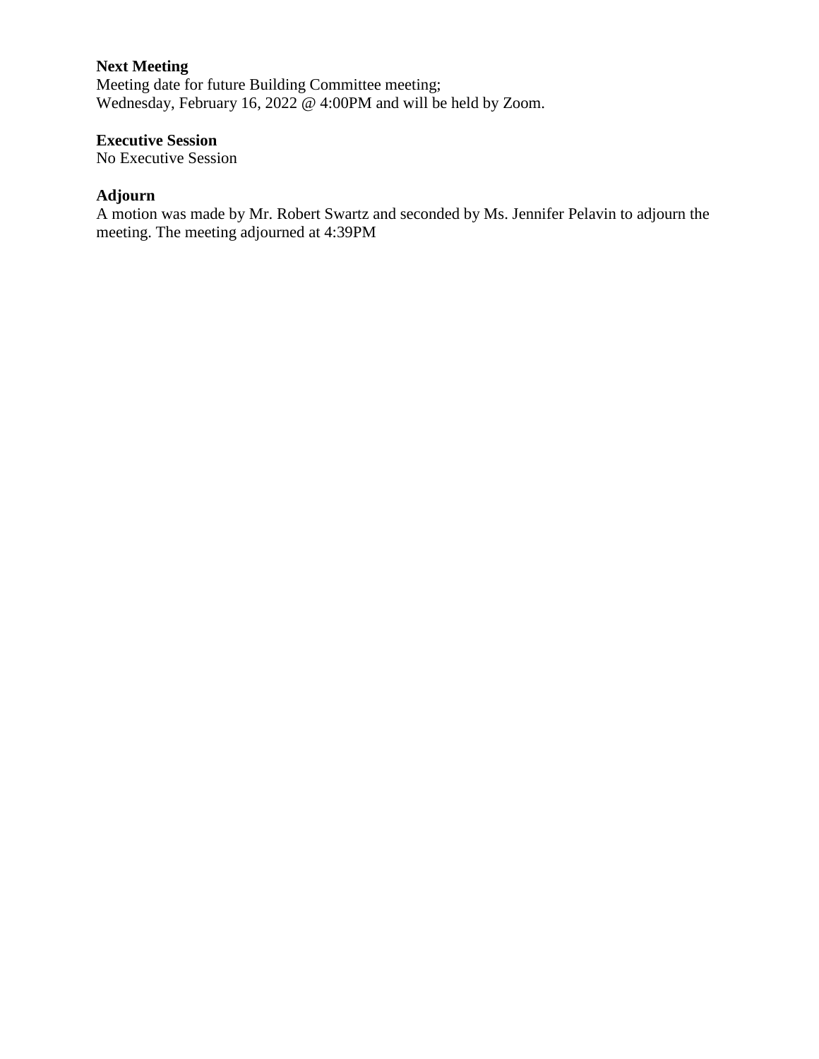**Next Meeting**
Meeting date for future Building Committee meeting;
Wednesday, February 16, 2022 @ 4:00PM and will be held by Zoom.

**Executive Session**
No Executive Session

**Adjourn**
A motion was made by Mr. Robert Swartz and seconded by Ms. Jennifer Pelavin to adjourn the meeting. The meeting adjourned at 4:39PM